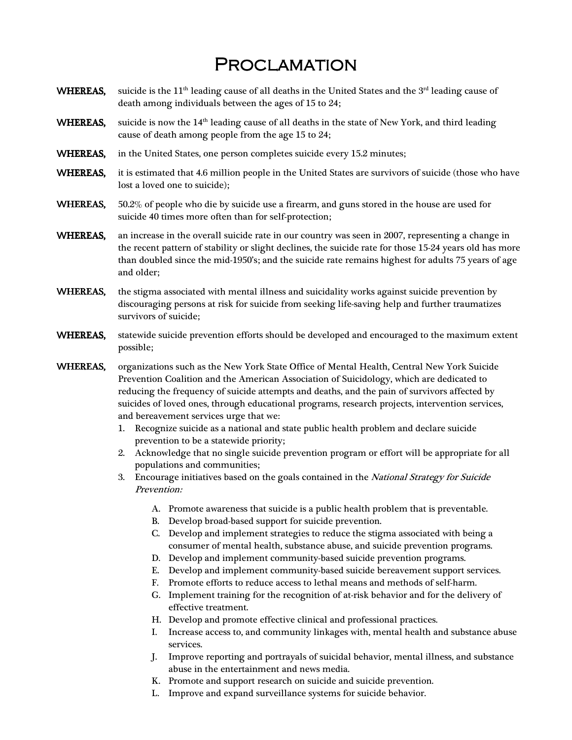# Proclamation

**WHEREAS,** suicide is the 11th leading cause of all deaths in the United States and the 3rd leading cause of death among individuals between the ages of 15 to 24;

**WHEREAS,** suicide is now the 14th leading cause of all deaths in the state of New York, and third leading cause of death among people from the age 15 to 24;

**WHEREAS,** in the United States, one person completes suicide every 15.2 minutes;

**WHEREAS,** it is estimated that 4.6 million people in the United States are survivors of suicide (those who have lost a loved one to suicide);

**WHEREAS,** 50.2% of people who die by suicide use a firearm, and guns stored in the house are used for suicide 40 times more often than for self-protection;

**WHEREAS,** an increase in the overall suicide rate in our country was seen in 2007, representing a change in the recent pattern of stability or slight declines, the suicide rate for those 15-24 years old has more than doubled since the mid-1950's; and the suicide rate remains highest for adults 75 years of age and older;

**WHEREAS,** the stigma associated with mental illness and suicidality works against suicide prevention by discouraging persons at risk for suicide from seeking life-saving help and further traumatizes survivors of suicide;

**WHEREAS,** statewide suicide prevention efforts should be developed and encouraged to the maximum extent possible;

**WHEREAS,** organizations such as the New York State Office of Mental Health, Central New York Suicide Prevention Coalition and the American Association of Suicidology, which are dedicated to reducing the frequency of suicide attempts and deaths, and the pain of survivors affected by suicides of loved ones, through educational programs, research projects, intervention services, and bereavement services urge that we:

1. Recognize suicide as a national and state public health problem and declare suicide prevention to be a statewide priority;
2. Acknowledge that no single suicide prevention program or effort will be appropriate for all populations and communities;
3. Encourage initiatives based on the goals contained in the *National Strategy for Suicide Prevention:*

   A. Promote awareness that suicide is a public health problem that is preventable.
   B. Develop broad-based support for suicide prevention.
   C. Develop and implement strategies to reduce the stigma associated with being a consumer of mental health, substance abuse, and suicide prevention programs.
   D. Develop and implement community-based suicide prevention programs.
   E. Develop and implement community-based suicide bereavement support services.
   F. Promote efforts to reduce access to lethal means and methods of self-harm.
   G. Implement training for the recognition of at-risk behavior and for the delivery of effective treatment.
   H. Develop and promote effective clinical and professional practices.
   I. Increase access to, and community linkages with, mental health and substance abuse services.
   J. Improve reporting and portrayals of suicidal behavior, mental illness, and substance abuse in the entertainment and news media.
   K. Promote and support research on suicide and suicide prevention.
   L. Improve and expand surveillance systems for suicide behavior.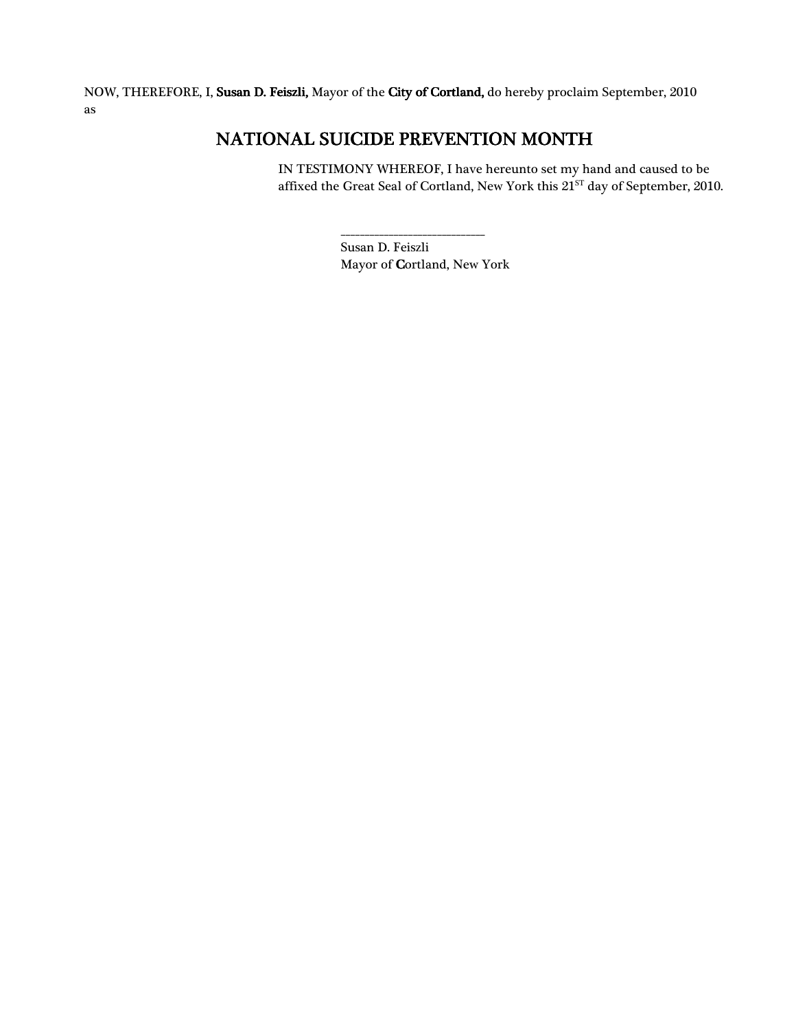NOW, THEREFORE, I, **Susan D. Feiszli,** Mayor of the **City of Cortland,** do hereby proclaim September, 2010 as

## NATIONAL SUICIDE PREVENTION MONTH

IN TESTIMONY WHEREOF, I have hereunto set my hand and caused to be affixed the Great Seal of Cortland, New York this 21[ST] day of September, 2010.

\_\_\_\_\_\_\_\_\_\_\_\_\_\_\_\_\_\_\_\_\_\_\_\_\_\_

Susan D. Feiszli

Mayor of Cortland, New York